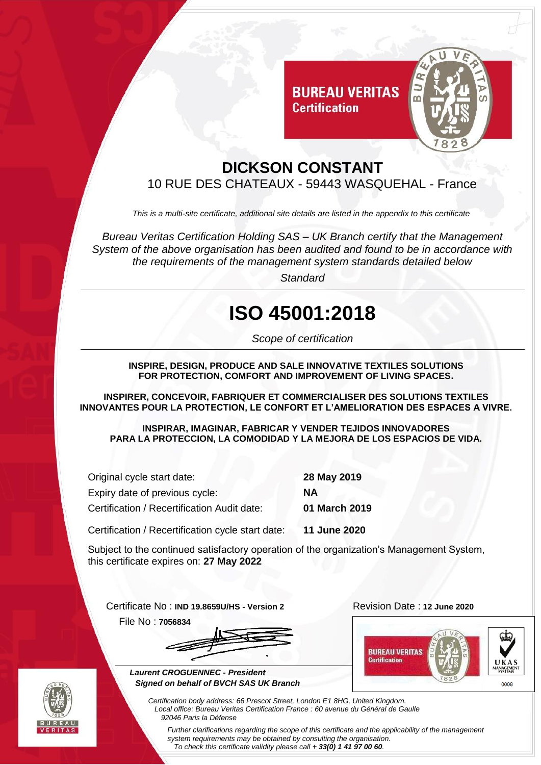BUREAU VERITAS
Certification

# DICKSON CONSTANT

10 RUE DES CHATEAUX - 59443 WASQUEHAL - France

*This is a multi-site certificate, additional site details are listed in the appendix to this certificate*

*Bureau Veritas Certification Holding SAS – UK Branch certify that the Management System of the above organisation has been audited and found to be in accordance with the requirements of the management system standards detailed below*

*Standard*

# ISO 45001:2018

*Scope of certification*

**INSPIRE, DESIGN, PRODUCE AND SALE INNOVATIVE TEXTILES SOLUTIONS FOR PROTECTION, COMFORT AND IMPROVEMENT OF LIVING SPACES.**

**INSPIRER, CONCEVOIR, FABRIQUER ET COMMERCIALISER DES SOLUTIONS TEXTILES INNOVANTES POUR LA PROTECTION, LE CONFORT ET L'AMELIORATION DES ESPACES A VIVRE.**

**INSPIRAR, IMAGINAR, FABRICAR Y VENDER TEJIDOS INNOVADORES PARA LA PROTECCION, LA COMODIDAD Y LA MEJORA DE LOS ESPACIOS DE VIDA.**

Original cycle start date: **28 May 2019**
Expiry date of previous cycle: **NA**
Certification / Recertification Audit date: **01 March 2019**
Certification / Recertification cycle start date: **11 June 2020**

Subject to the continued satisfactory operation of the organization's Management System, this certificate expires on: **27 May 2022**

Certificate No : **IND 19.8659U/HS - Version 2**
File No : **7056834**

Revision Date : **12 June 2020**

***Laurent CROGUENNEC - President***
***Signed on behalf of BVCH SAS UK Branch***

UKAS MANAGEMENT SYSTEMS 0008

*Certification body address: 66 Prescot Street, London E1 8HG, United Kingdom.*
*Local office: Bureau Veritas Certification France : 60 avenue du Général de Gaulle 92046 Paris la Défense*

*Further clarifications regarding the scope of this certificate and the applicability of the management system requirements may be obtained by consulting the organisation.*
*To check this certificate validity please call **+ 33(0) 1 41 97 00 60**.*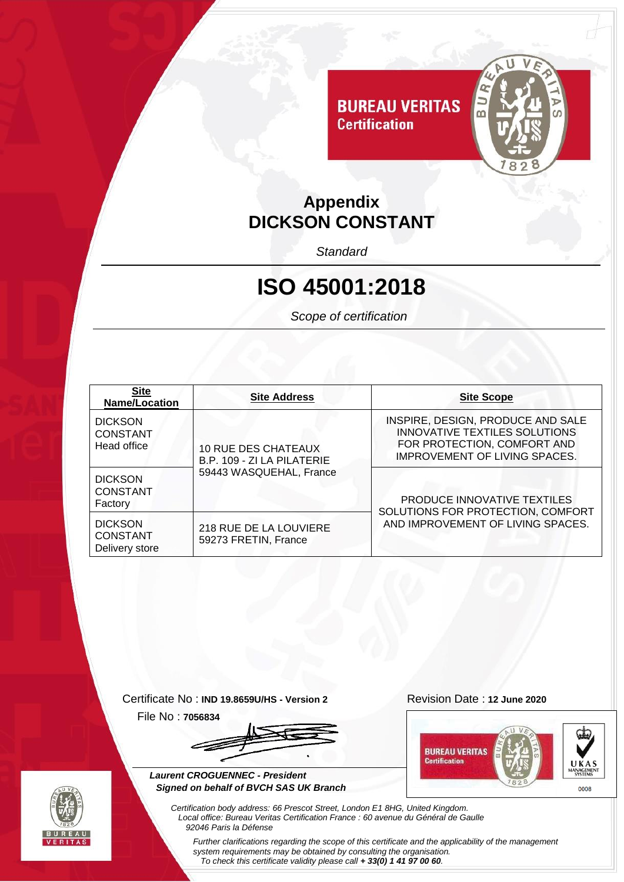BUREAU VERITAS
Certification

# Appendix
# DICKSON CONSTANT

*Standard*

# ISO 45001:2018

*Scope of certification*

| Site Name/Location | Site Address | Site Scope |
|---|---|---|
| DICKSON CONSTANT Head office | 10 RUE DES CHATEAUX B.P. 109 - ZI LA PILATERIE 59443 WASQUEHAL, France | INSPIRE, DESIGN, PRODUCE AND SALE INNOVATIVE TEXTILES SOLUTIONS FOR PROTECTION, COMFORT AND IMPROVEMENT OF LIVING SPACES. |
| DICKSON CONSTANT Factory | 10 RUE DES CHATEAUX B.P. 109 - ZI LA PILATERIE 59443 WASQUEHAL, France | PRODUCE INNOVATIVE TEXTILES SOLUTIONS FOR PROTECTION, COMFORT AND IMPROVEMENT OF LIVING SPACES. |
| DICKSON CONSTANT Delivery store | 218 RUE DE LA LOUVIERE 59273 FRETIN, France | PRODUCE INNOVATIVE TEXTILES SOLUTIONS FOR PROTECTION, COMFORT AND IMPROVEMENT OF LIVING SPACES. |

Certificate No : **IND 19.8659U/HS - Version 2**

Revision Date : **12 June 2020**

File No : **7056834**

***Laurent CROGUENNEC - President***
***Signed on behalf of BVCH SAS UK Branch***

UKAS MANAGEMENT SYSTEMS
0008

*Certification body address: 66 Prescot Street, London E1 8HG, United Kingdom.*
*Local office: Bureau Veritas Certification France : 60 avenue du Général de Gaulle 92046 Paris la Défense*

*Further clarifications regarding the scope of this certificate and the applicability of the management system requirements may be obtained by consulting the organisation.*
*To check this certificate validity please call **+ 33(0) 1 41 97 00 60**.*